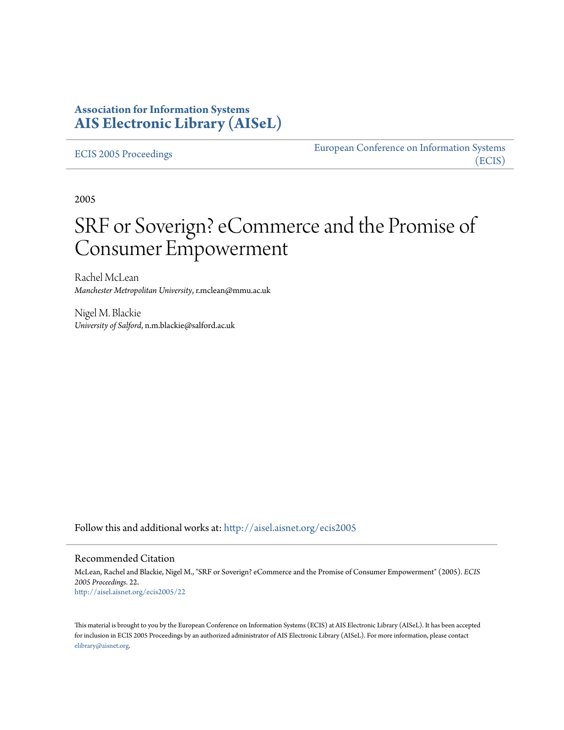**Association for Information Systems**
**AIS Electronic Library (AISeL)**

ECIS 2005 Proceedings

European Conference on Information Systems (ECIS)

2005

# SRF or Soverign? eCommerce and the Promise of Consumer Empowerment

Rachel McLean
*Manchester Metropolitan University*, r.mclean@mmu.ac.uk

Nigel M. Blackie
*University of Salford*, n.m.blackie@salford.ac.uk

Follow this and additional works at: http://aisel.aisnet.org/ecis2005

## Recommended Citation

McLean, Rachel and Blackie, Nigel M., "SRF or Soverign? eCommerce and the Promise of Consumer Empowerment" (2005). *ECIS 2005 Proceedings*. 22.
http://aisel.aisnet.org/ecis2005/22

This material is brought to you by the European Conference on Information Systems (ECIS) at AIS Electronic Library (AISeL). It has been accepted for inclusion in ECIS 2005 Proceedings by an authorized administrator of AIS Electronic Library (AISeL). For more information, please contact elibrary@aisnet.org.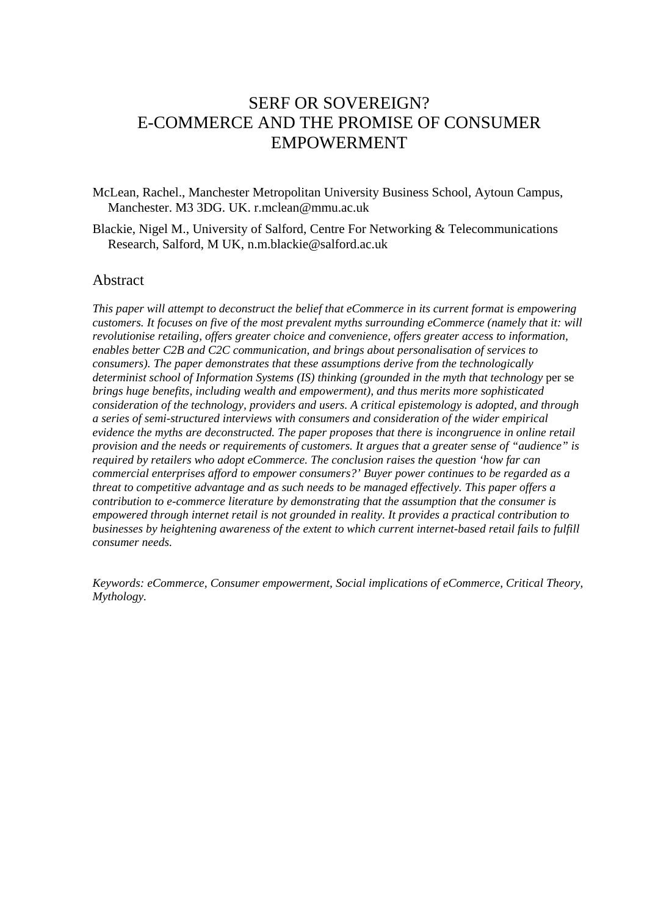# SERF OR SOVEREIGN?
# E-COMMERCE AND THE PROMISE OF CONSUMER EMPOWERMENT

McLean, Rachel., Manchester Metropolitan University Business School, Aytoun Campus, Manchester. M3 3DG. UK. r.mclean@mmu.ac.uk

Blackie, Nigel M., University of Salford, Centre For Networking & Telecommunications Research, Salford, M UK, n.m.blackie@salford.ac.uk

## Abstract

*This paper will attempt to deconstruct the belief that eCommerce in its current format is empowering customers. It focuses on five of the most prevalent myths surrounding eCommerce (namely that it: will revolutionise retailing, offers greater choice and convenience, offers greater access to information, enables better C2B and C2C communication, and brings about personalisation of services to consumers). The paper demonstrates that these assumptions derive from the technologically determinist school of Information Systems (IS) thinking (grounded in the myth that technology* per se *brings huge benefits, including wealth and empowerment), and thus merits more sophisticated consideration of the technology, providers and users. A critical epistemology is adopted, and through a series of semi-structured interviews with consumers and consideration of the wider empirical evidence the myths are deconstructed. The paper proposes that there is incongruence in online retail provision and the needs or requirements of customers. It argues that a greater sense of "audience" is required by retailers who adopt eCommerce. The conclusion raises the question 'how far can commercial enterprises afford to empower consumers?' Buyer power continues to be regarded as a threat to competitive advantage and as such needs to be managed effectively. This paper offers a contribution to e-commerce literature by demonstrating that the assumption that the consumer is empowered through internet retail is not grounded in reality. It provides a practical contribution to businesses by heightening awareness of the extent to which current internet-based retail fails to fulfill consumer needs.*

*Keywords: eCommerce, Consumer empowerment, Social implications of eCommerce, Critical Theory, Mythology.*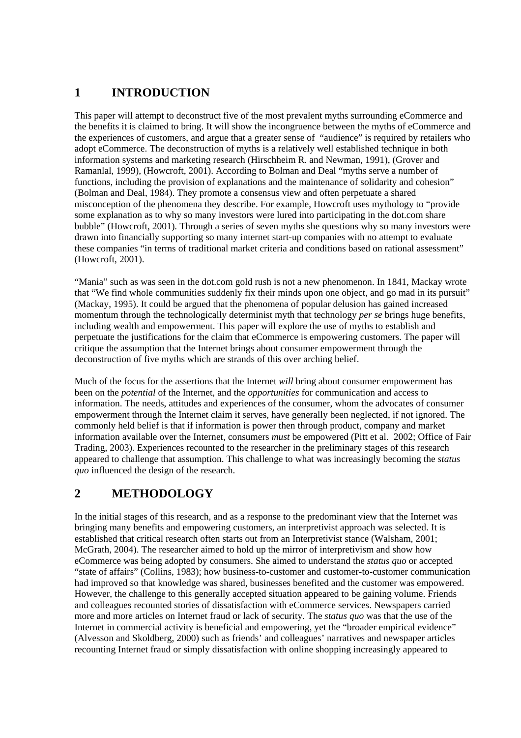# 1 INTRODUCTION

This paper will attempt to deconstruct five of the most prevalent myths surrounding eCommerce and the benefits it is claimed to bring. It will show the incongruence between the myths of eCommerce and the experiences of customers, and argue that a greater sense of "audience" is required by retailers who adopt eCommerce. The deconstruction of myths is a relatively well established technique in both information systems and marketing research (Hirschheim R. and Newman, 1991), (Grover and Ramanlal, 1999), (Howcroft, 2001). According to Bolman and Deal "myths serve a number of functions, including the provision of explanations and the maintenance of solidarity and cohesion" (Bolman and Deal, 1984). They promote a consensus view and often perpetuate a shared misconception of the phenomena they describe. For example, Howcroft uses mythology to "provide some explanation as to why so many investors were lured into participating in the dot.com share bubble" (Howcroft, 2001). Through a series of seven myths she questions why so many investors were drawn into financially supporting so many internet start-up companies with no attempt to evaluate these companies "in terms of traditional market criteria and conditions based on rational assessment" (Howcroft, 2001).

"Mania" such as was seen in the dot.com gold rush is not a new phenomenon. In 1841, Mackay wrote that "We find whole communities suddenly fix their minds upon one object, and go mad in its pursuit" (Mackay, 1995). It could be argued that the phenomena of popular delusion has gained increased momentum through the technologically determinist myth that technology *per se* brings huge benefits, including wealth and empowerment. This paper will explore the use of myths to establish and perpetuate the justifications for the claim that eCommerce is empowering customers. The paper will critique the assumption that the Internet brings about consumer empowerment through the deconstruction of five myths which are strands of this over arching belief.

Much of the focus for the assertions that the Internet *will* bring about consumer empowerment has been on the *potential* of the Internet, and the *opportunities* for communication and access to information. The needs, attitudes and experiences of the consumer, whom the advocates of consumer empowerment through the Internet claim it serves, have generally been neglected, if not ignored. The commonly held belief is that if information is power then through product, company and market information available over the Internet, consumers *must* be empowered (Pitt et al. 2002; Office of Fair Trading, 2003). Experiences recounted to the researcher in the preliminary stages of this research appeared to challenge that assumption. This challenge to what was increasingly becoming the *status quo* influenced the design of the research.

# 2 METHODOLOGY

In the initial stages of this research, and as a response to the predominant view that the Internet was bringing many benefits and empowering customers, an interpretivist approach was selected. It is established that critical research often starts out from an Interpretivist stance (Walsham, 2001; McGrath, 2004). The researcher aimed to hold up the mirror of interpretivism and show how eCommerce was being adopted by consumers. She aimed to understand the *status quo* or accepted "state of affairs" (Collins, 1983); how business-to-customer and customer-to-customer communication had improved so that knowledge was shared, businesses benefited and the customer was empowered. However, the challenge to this generally accepted situation appeared to be gaining volume. Friends and colleagues recounted stories of dissatisfaction with eCommerce services. Newspapers carried more and more articles on Internet fraud or lack of security. The *status quo* was that the use of the Internet in commercial activity is beneficial and empowering, yet the "broader empirical evidence" (Alvesson and Skoldberg, 2000) such as friends' and colleagues' narratives and newspaper articles recounting Internet fraud or simply dissatisfaction with online shopping increasingly appeared to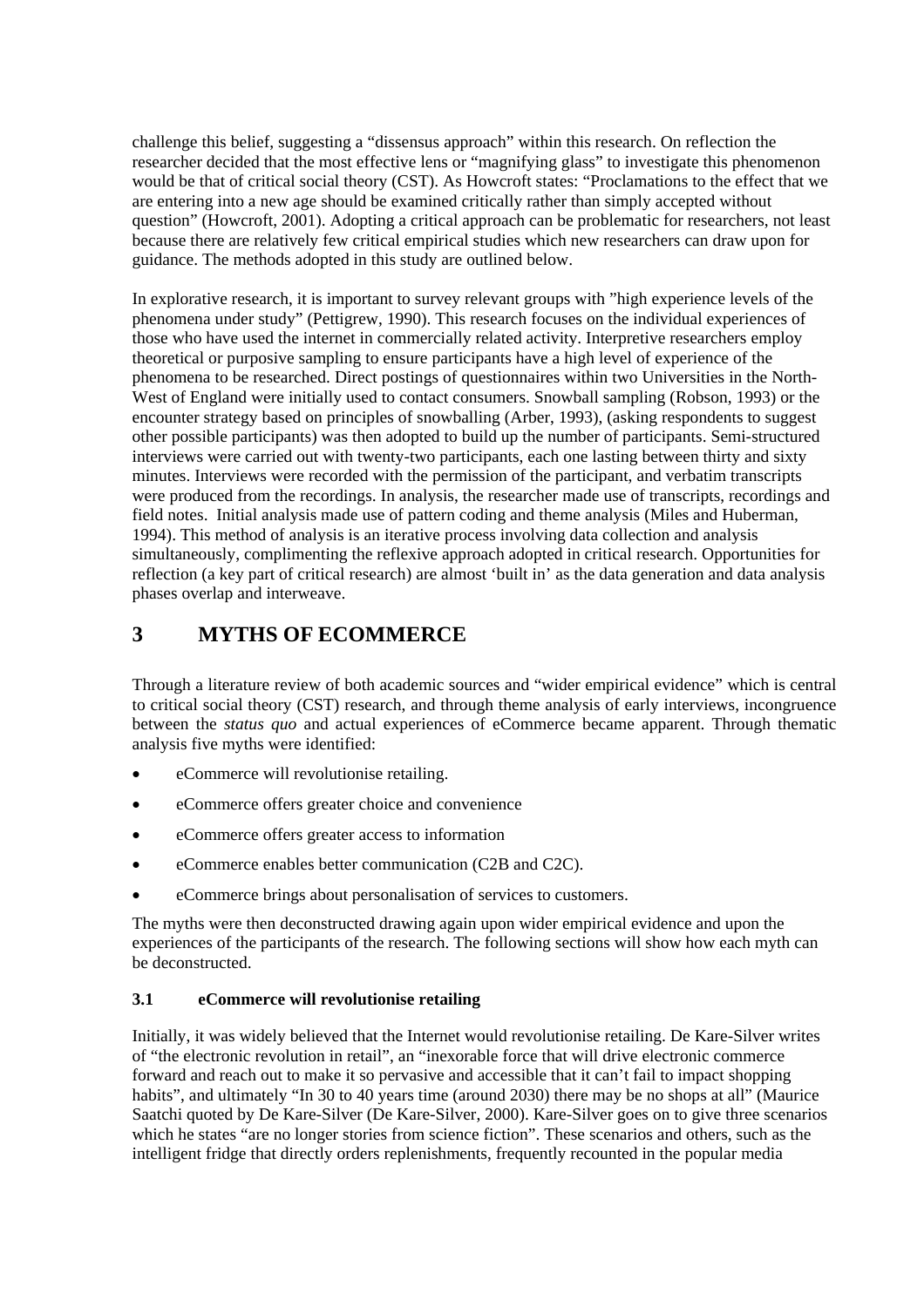challenge this belief, suggesting a "dissensus approach" within this research. On reflection the researcher decided that the most effective lens or "magnifying glass" to investigate this phenomenon would be that of critical social theory (CST). As Howcroft states: "Proclamations to the effect that we are entering into a new age should be examined critically rather than simply accepted without question" (Howcroft, 2001). Adopting a critical approach can be problematic for researchers, not least because there are relatively few critical empirical studies which new researchers can draw upon for guidance. The methods adopted in this study are outlined below.

In explorative research, it is important to survey relevant groups with "high experience levels of the phenomena under study" (Pettigrew, 1990). This research focuses on the individual experiences of those who have used the internet in commercially related activity. Interpretive researchers employ theoretical or purposive sampling to ensure participants have a high level of experience of the phenomena to be researched. Direct postings of questionnaires within two Universities in the North-West of England were initially used to contact consumers. Snowball sampling (Robson, 1993) or the encounter strategy based on principles of snowballing (Arber, 1993), (asking respondents to suggest other possible participants) was then adopted to build up the number of participants. Semi-structured interviews were carried out with twenty-two participants, each one lasting between thirty and sixty minutes. Interviews were recorded with the permission of the participant, and verbatim transcripts were produced from the recordings. In analysis, the researcher made use of transcripts, recordings and field notes. Initial analysis made use of pattern coding and theme analysis (Miles and Huberman, 1994). This method of analysis is an iterative process involving data collection and analysis simultaneously, complimenting the reflexive approach adopted in critical research. Opportunities for reflection (a key part of critical research) are almost 'built in' as the data generation and data analysis phases overlap and interweave.

# 3 MYTHS OF ECOMMERCE

Through a literature review of both academic sources and "wider empirical evidence" which is central to critical social theory (CST) research, and through theme analysis of early interviews, incongruence between the *status quo* and actual experiences of eCommerce became apparent. Through thematic analysis five myths were identified:

- eCommerce will revolutionise retailing.
- eCommerce offers greater choice and convenience
- eCommerce offers greater access to information
- eCommerce enables better communication (C2B and C2C).
- eCommerce brings about personalisation of services to customers.

The myths were then deconstructed drawing again upon wider empirical evidence and upon the experiences of the participants of the research. The following sections will show how each myth can be deconstructed.

## 3.1 eCommerce will revolutionise retailing

Initially, it was widely believed that the Internet would revolutionise retailing. De Kare-Silver writes of "the electronic revolution in retail", an "inexorable force that will drive electronic commerce forward and reach out to make it so pervasive and accessible that it can't fail to impact shopping habits", and ultimately "In 30 to 40 years time (around 2030) there may be no shops at all" (Maurice Saatchi quoted by De Kare-Silver (De Kare-Silver, 2000). Kare-Silver goes on to give three scenarios which he states "are no longer stories from science fiction". These scenarios and others, such as the intelligent fridge that directly orders replenishments, frequently recounted in the popular media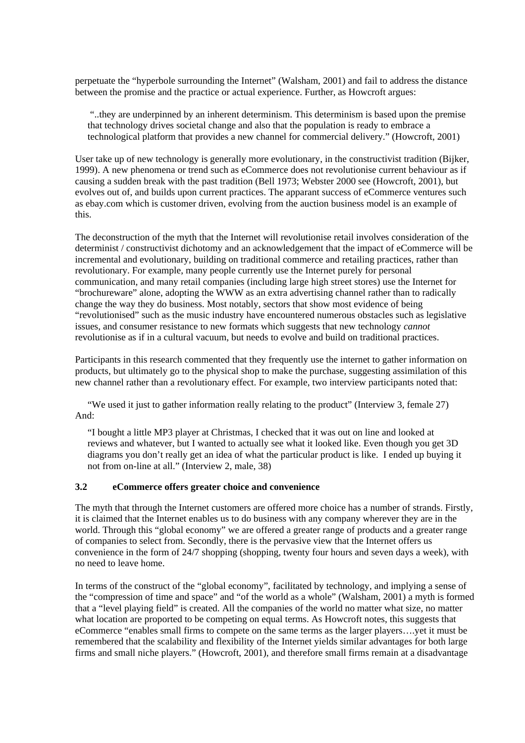perpetuate the "hyperbole surrounding the Internet" (Walsham, 2001) and fail to address the distance between the promise and the practice or actual experience. Further, as Howcroft argues:

> "..they are underpinned by an inherent determinism. This determinism is based upon the premise that technology drives societal change and also that the population is ready to embrace a technological platform that provides a new channel for commercial delivery." (Howcroft, 2001)

User take up of new technology is generally more evolutionary, in the constructivist tradition (Bijker, 1999). A new phenomena or trend such as eCommerce does not revolutionise current behaviour as if causing a sudden break with the past tradition (Bell 1973; Webster 2000 see (Howcroft, 2001), but evolves out of, and builds upon current practices. The apparant success of eCommerce ventures such as ebay.com which is customer driven, evolving from the auction business model is an example of this.

The deconstruction of the myth that the Internet will revolutionise retail involves consideration of the determinist / constructivist dichotomy and an acknowledgement that the impact of eCommerce will be incremental and evolutionary, building on traditional commerce and retailing practices, rather than revolutionary. For example, many people currently use the Internet purely for personal communication, and many retail companies (including large high street stores) use the Internet for "brochureware" alone, adopting the WWW as an extra advertising channel rather than to radically change the way they do business. Most notably, sectors that show most evidence of being "revolutionised" such as the music industry have encountered numerous obstacles such as legislative issues, and consumer resistance to new formats which suggests that new technology *cannot* revolutionise as if in a cultural vacuum, but needs to evolve and build on traditional practices.

Participants in this research commented that they frequently use the internet to gather information on products, but ultimately go to the physical shop to make the purchase, suggesting assimilation of this new channel rather than a revolutionary effect. For example, two interview participants noted that:

> "We used it just to gather information really relating to the product" (Interview 3, female 27)

And:

> "I bought a little MP3 player at Christmas, I checked that it was out on line and looked at reviews and whatever, but I wanted to actually see what it looked like. Even though you get 3D diagrams you don't really get an idea of what the particular product is like. I ended up buying it not from on-line at all." (Interview 2, male, 38)

### 3.2 eCommerce offers greater choice and convenience

The myth that through the Internet customers are offered more choice has a number of strands. Firstly, it is claimed that the Internet enables us to do business with any company wherever they are in the world. Through this "global economy" we are offered a greater range of products and a greater range of companies to select from. Secondly, there is the pervasive view that the Internet offers us convenience in the form of 24/7 shopping (shopping, twenty four hours and seven days a week), with no need to leave home.

In terms of the construct of the "global economy", facilitated by technology, and implying a sense of the "compression of time and space" and "of the world as a whole" (Walsham, 2001) a myth is formed that a "level playing field" is created. All the companies of the world no matter what size, no matter what location are proported to be competing on equal terms. As Howcroft notes, this suggests that eCommerce "enables small firms to compete on the same terms as the larger players….yet it must be remembered that the scalability and flexibility of the Internet yields similar advantages for both large firms and small niche players." (Howcroft, 2001), and therefore small firms remain at a disadvantage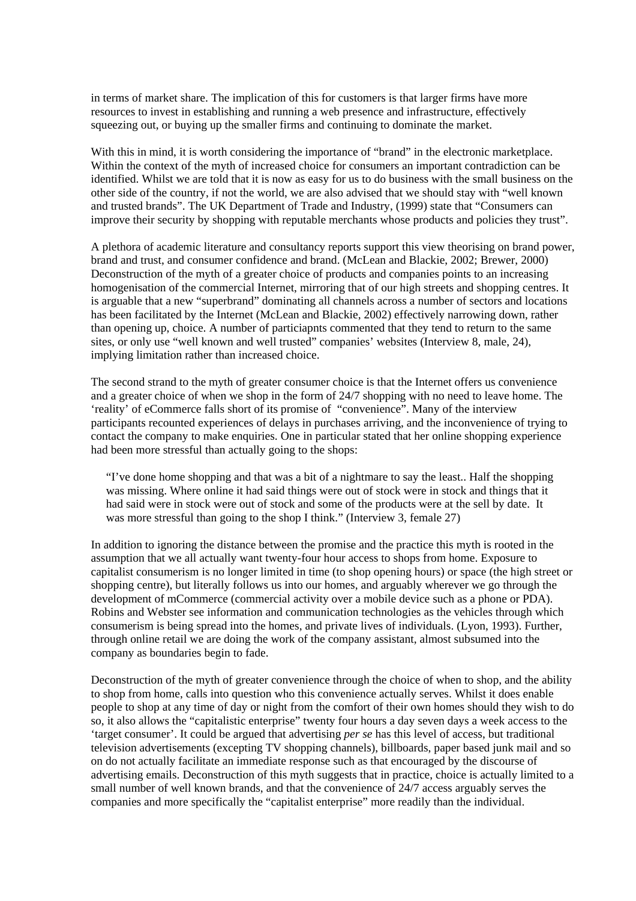in terms of market share. The implication of this for customers is that larger firms have more resources to invest in establishing and running a web presence and infrastructure, effectively squeezing out, or buying up the smaller firms and continuing to dominate the market.

With this in mind, it is worth considering the importance of "brand" in the electronic marketplace. Within the context of the myth of increased choice for consumers an important contradiction can be identified. Whilst we are told that it is now as easy for us to do business with the small business on the other side of the country, if not the world, we are also advised that we should stay with "well known and trusted brands". The UK Department of Trade and Industry, (1999) state that "Consumers can improve their security by shopping with reputable merchants whose products and policies they trust".

A plethora of academic literature and consultancy reports support this view theorising on brand power, brand and trust, and consumer confidence and brand. (McLean and Blackie, 2002; Brewer, 2000) Deconstruction of the myth of a greater choice of products and companies points to an increasing homogenisation of the commercial Internet, mirroring that of our high streets and shopping centres. It is arguable that a new "superbrand" dominating all channels across a number of sectors and locations has been facilitated by the Internet (McLean and Blackie, 2002) effectively narrowing down, rather than opening up, choice. A number of particiapnts commented that they tend to return to the same sites, or only use "well known and well trusted" companies' websites (Interview 8, male, 24), implying limitation rather than increased choice.

The second strand to the myth of greater consumer choice is that the Internet offers us convenience and a greater choice of when we shop in the form of 24/7 shopping with no need to leave home. The 'reality' of eCommerce falls short of its promise of "convenience". Many of the interview participants recounted experiences of delays in purchases arriving, and the inconvenience of trying to contact the company to make enquiries. One in particular stated that her online shopping experience had been more stressful than actually going to the shops:

> "I've done home shopping and that was a bit of a nightmare to say the least.. Half the shopping was missing. Where online it had said things were out of stock were in stock and things that it had said were in stock were out of stock and some of the products were at the sell by date. It was more stressful than going to the shop I think." (Interview 3, female 27)

In addition to ignoring the distance between the promise and the practice this myth is rooted in the assumption that we all actually want twenty-four hour access to shops from home. Exposure to capitalist consumerism is no longer limited in time (to shop opening hours) or space (the high street or shopping centre), but literally follows us into our homes, and arguably wherever we go through the development of mCommerce (commercial activity over a mobile device such as a phone or PDA). Robins and Webster see information and communication technologies as the vehicles through which consumerism is being spread into the homes, and private lives of individuals. (Lyon, 1993). Further, through online retail we are doing the work of the company assistant, almost subsumed into the company as boundaries begin to fade.

Deconstruction of the myth of greater convenience through the choice of when to shop, and the ability to shop from home, calls into question who this convenience actually serves. Whilst it does enable people to shop at any time of day or night from the comfort of their own homes should they wish to do so, it also allows the "capitalistic enterprise" twenty four hours a day seven days a week access to the 'target consumer'. It could be argued that advertising *per se* has this level of access, but traditional television advertisements (excepting TV shopping channels), billboards, paper based junk mail and so on do not actually facilitate an immediate response such as that encouraged by the discourse of advertising emails. Deconstruction of this myth suggests that in practice, choice is actually limited to a small number of well known brands, and that the convenience of 24/7 access arguably serves the companies and more specifically the "capitalist enterprise" more readily than the individual.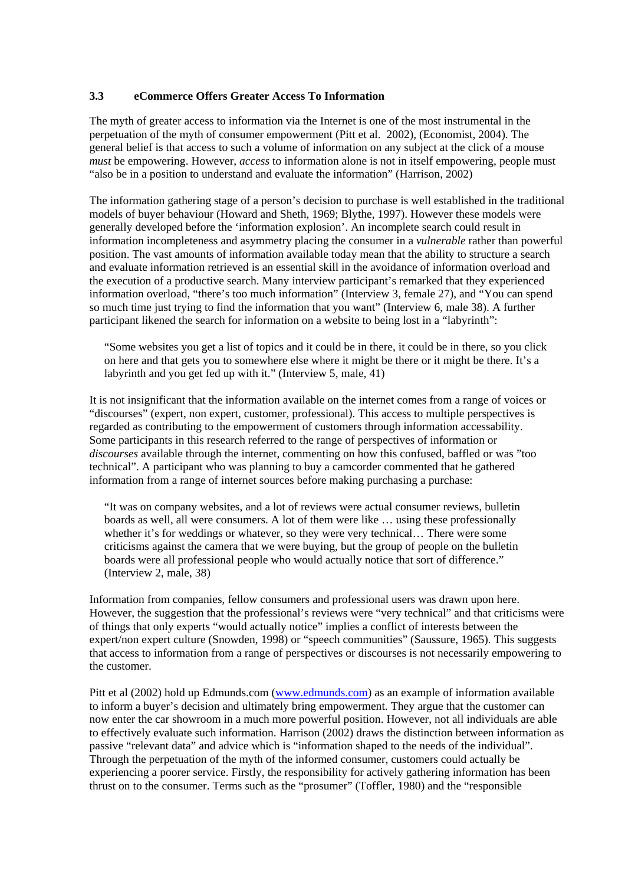### 3.3 eCommerce Offers Greater Access To Information

The myth of greater access to information via the Internet is one of the most instrumental in the perpetuation of the myth of consumer empowerment (Pitt et al. 2002), (Economist, 2004). The general belief is that access to such a volume of information on any subject at the click of a mouse *must* be empowering. However, *access* to information alone is not in itself empowering, people must "also be in a position to understand and evaluate the information" (Harrison, 2002)

The information gathering stage of a person's decision to purchase is well established in the traditional models of buyer behaviour (Howard and Sheth, 1969; Blythe, 1997). However these models were generally developed before the 'information explosion'. An incomplete search could result in information incompleteness and asymmetry placing the consumer in a *vulnerable* rather than powerful position. The vast amounts of information available today mean that the ability to structure a search and evaluate information retrieved is an essential skill in the avoidance of information overload and the execution of a productive search. Many interview participant's remarked that they experienced information overload, "there's too much information" (Interview 3, female 27), and "You can spend so much time just trying to find the information that you want" (Interview 6, male 38). A further participant likened the search for information on a website to being lost in a "labyrinth":

> "Some websites you get a list of topics and it could be in there, it could be in there, so you click on here and that gets you to somewhere else where it might be there or it might be there. It's a labyrinth and you get fed up with it." (Interview 5, male, 41)

It is not insignificant that the information available on the internet comes from a range of voices or "discourses" (expert, non expert, customer, professional). This access to multiple perspectives is regarded as contributing to the empowerment of customers through information accessability. Some participants in this research referred to the range of perspectives of information or *discourses* available through the internet, commenting on how this confused, baffled or was "too technical". A participant who was planning to buy a camcorder commented that he gathered information from a range of internet sources before making purchasing a purchase:

> "It was on company websites, and a lot of reviews were actual consumer reviews, bulletin boards as well, all were consumers. A lot of them were like … using these professionally whether it's for weddings or whatever, so they were very technical… There were some criticisms against the camera that we were buying, but the group of people on the bulletin boards were all professional people who would actually notice that sort of difference." (Interview 2, male, 38)

Information from companies, fellow consumers and professional users was drawn upon here. However, the suggestion that the professional's reviews were "very technical" and that criticisms were of things that only experts "would actually notice" implies a conflict of interests between the expert/non expert culture (Snowden, 1998) or "speech communities" (Saussure, 1965). This suggests that access to information from a range of perspectives or discourses is not necessarily empowering to the customer.

Pitt et al (2002) hold up Edmunds.com (www.edmunds.com) as an example of information available to inform a buyer's decision and ultimately bring empowerment. They argue that the customer can now enter the car showroom in a much more powerful position. However, not all individuals are able to effectively evaluate such information. Harrison (2002) draws the distinction between information as passive "relevant data" and advice which is "information shaped to the needs of the individual". Through the perpetuation of the myth of the informed consumer, customers could actually be experiencing a poorer service. Firstly, the responsibility for actively gathering information has been thrust on to the consumer. Terms such as the "prosumer" (Toffler, 1980) and the "responsible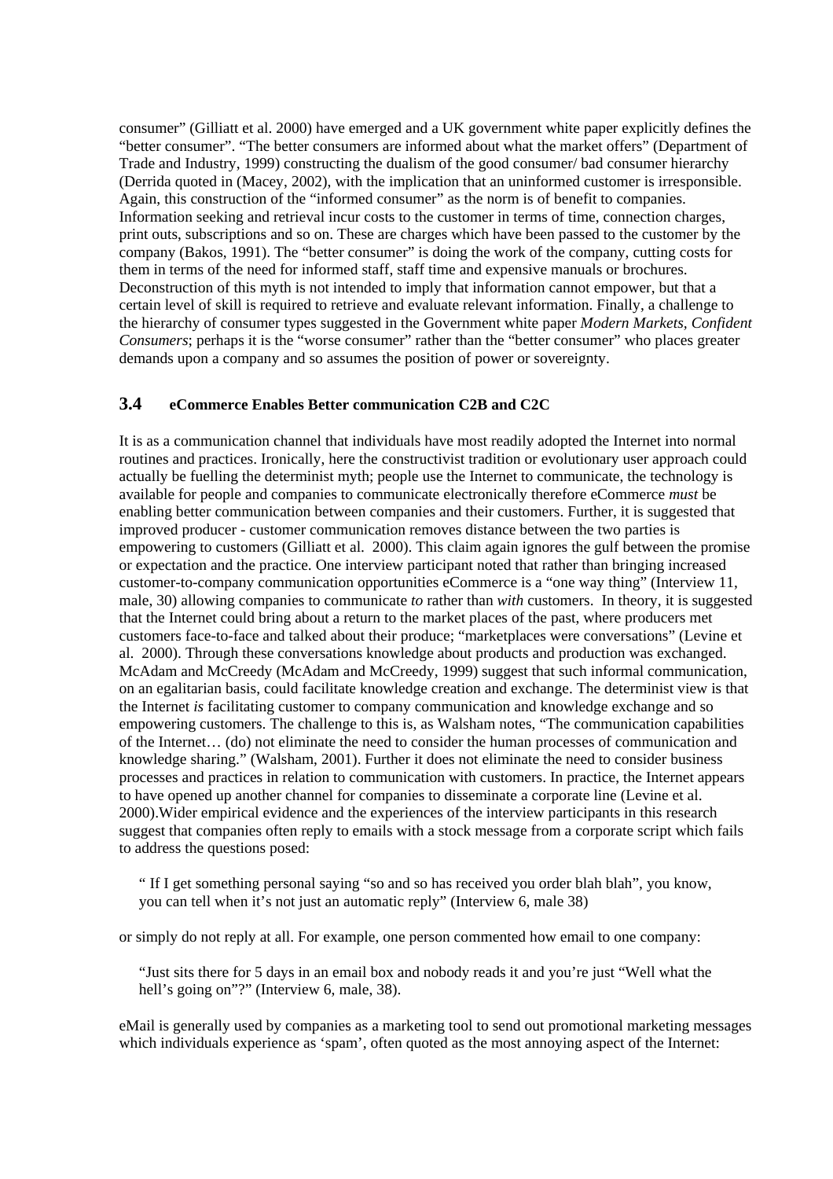consumer" (Gilliatt et al. 2000) have emerged and a UK government white paper explicitly defines the "better consumer". "The better consumers are informed about what the market offers" (Department of Trade and Industry, 1999) constructing the dualism of the good consumer/ bad consumer hierarchy (Derrida quoted in (Macey, 2002), with the implication that an uninformed customer is irresponsible. Again, this construction of the "informed consumer" as the norm is of benefit to companies. Information seeking and retrieval incur costs to the customer in terms of time, connection charges, print outs, subscriptions and so on. These are charges which have been passed to the customer by the company (Bakos, 1991). The "better consumer" is doing the work of the company, cutting costs for them in terms of the need for informed staff, staff time and expensive manuals or brochures. Deconstruction of this myth is not intended to imply that information cannot empower, but that a certain level of skill is required to retrieve and evaluate relevant information. Finally, a challenge to the hierarchy of consumer types suggested in the Government white paper *Modern Markets, Confident Consumers*; perhaps it is the "worse consumer" rather than the "better consumer" who places greater demands upon a company and so assumes the position of power or sovereignty.

### 3.4 eCommerce Enables Better communication C2B and C2C

It is as a communication channel that individuals have most readily adopted the Internet into normal routines and practices. Ironically, here the constructivist tradition or evolutionary user approach could actually be fuelling the determinist myth; people use the Internet to communicate, the technology is available for people and companies to communicate electronically therefore eCommerce *must* be enabling better communication between companies and their customers. Further, it is suggested that improved producer - customer communication removes distance between the two parties is empowering to customers (Gilliatt et al. 2000). This claim again ignores the gulf between the promise or expectation and the practice. One interview participant noted that rather than bringing increased customer-to-company communication opportunities eCommerce is a "one way thing" (Interview 11, male, 30) allowing companies to communicate *to* rather than *with* customers. In theory, it is suggested that the Internet could bring about a return to the market places of the past, where producers met customers face-to-face and talked about their produce; "marketplaces were conversations" (Levine et al. 2000). Through these conversations knowledge about products and production was exchanged. McAdam and McCreedy (McAdam and McCreedy, 1999) suggest that such informal communication, on an egalitarian basis, could facilitate knowledge creation and exchange. The determinist view is that the Internet *is* facilitating customer to company communication and knowledge exchange and so empowering customers. The challenge to this is, as Walsham notes, "The communication capabilities of the Internet… (do) not eliminate the need to consider the human processes of communication and knowledge sharing." (Walsham, 2001). Further it does not eliminate the need to consider business processes and practices in relation to communication with customers. In practice, the Internet appears to have opened up another channel for companies to disseminate a corporate line (Levine et al. 2000).Wider empirical evidence and the experiences of the interview participants in this research suggest that companies often reply to emails with a stock message from a corporate script which fails to address the questions posed:

> " If I get something personal saying "so and so has received you order blah blah", you know, you can tell when it's not just an automatic reply" (Interview 6, male 38)

or simply do not reply at all. For example, one person commented how email to one company:

> "Just sits there for 5 days in an email box and nobody reads it and you're just "Well what the hell's going on"?" (Interview 6, male, 38).

eMail is generally used by companies as a marketing tool to send out promotional marketing messages which individuals experience as 'spam', often quoted as the most annoying aspect of the Internet: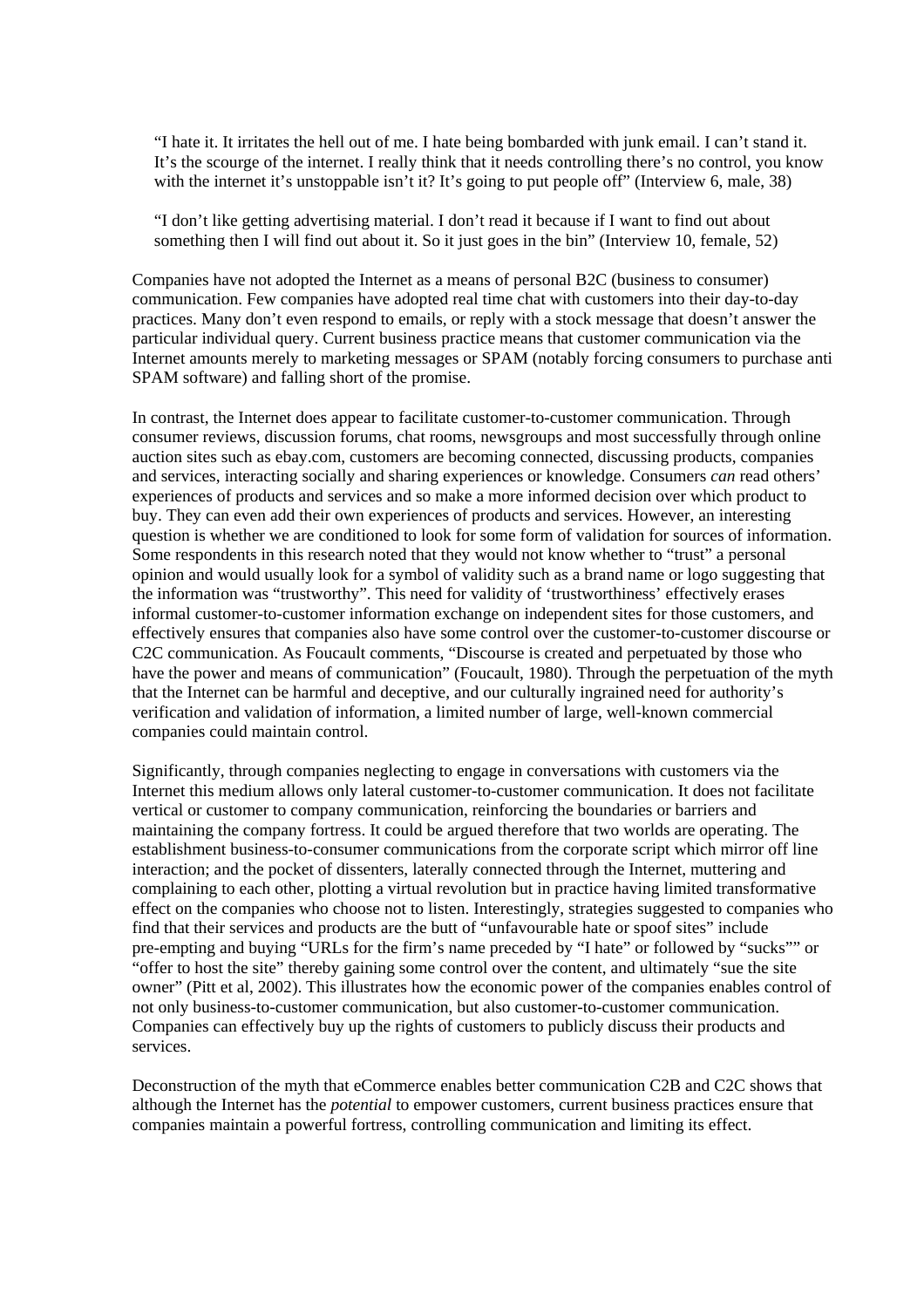> "I hate it. It irritates the hell out of me. I hate being bombarded with junk email. I can't stand it. It's the scourge of the internet. I really think that it needs controlling there's no control, you know with the internet it's unstoppable isn't it? It's going to put people off" (Interview 6, male, 38)

> "I don't like getting advertising material. I don't read it because if I want to find out about something then I will find out about it. So it just goes in the bin" (Interview 10, female, 52)

Companies have not adopted the Internet as a means of personal B2C (business to consumer) communication. Few companies have adopted real time chat with customers into their day-to-day practices. Many don't even respond to emails, or reply with a stock message that doesn't answer the particular individual query. Current business practice means that customer communication via the Internet amounts merely to marketing messages or SPAM (notably forcing consumers to purchase anti SPAM software) and falling short of the promise.

In contrast, the Internet does appear to facilitate customer-to-customer communication. Through consumer reviews, discussion forums, chat rooms, newsgroups and most successfully through online auction sites such as ebay.com, customers are becoming connected, discussing products, companies and services, interacting socially and sharing experiences or knowledge. Consumers *can* read others' experiences of products and services and so make a more informed decision over which product to buy. They can even add their own experiences of products and services. However, an interesting question is whether we are conditioned to look for some form of validation for sources of information. Some respondents in this research noted that they would not know whether to "trust" a personal opinion and would usually look for a symbol of validity such as a brand name or logo suggesting that the information was "trustworthy". This need for validity of 'trustworthiness' effectively erases informal customer-to-customer information exchange on independent sites for those customers, and effectively ensures that companies also have some control over the customer-to-customer discourse or C2C communication. As Foucault comments, "Discourse is created and perpetuated by those who have the power and means of communication" (Foucault, 1980). Through the perpetuation of the myth that the Internet can be harmful and deceptive, and our culturally ingrained need for authority's verification and validation of information, a limited number of large, well-known commercial companies could maintain control.

Significantly, through companies neglecting to engage in conversations with customers via the Internet this medium allows only lateral customer-to-customer communication. It does not facilitate vertical or customer to company communication, reinforcing the boundaries or barriers and maintaining the company fortress. It could be argued therefore that two worlds are operating. The establishment business-to-consumer communications from the corporate script which mirror off line interaction; and the pocket of dissenters, laterally connected through the Internet, muttering and complaining to each other, plotting a virtual revolution but in practice having limited transformative effect on the companies who choose not to listen. Interestingly, strategies suggested to companies who find that their services and products are the butt of "unfavourable hate or spoof sites" include pre-empting and buying "URLs for the firm's name preceded by "I hate" or followed by "sucks"" or "offer to host the site" thereby gaining some control over the content, and ultimately "sue the site owner" (Pitt et al, 2002). This illustrates how the economic power of the companies enables control of not only business-to-customer communication, but also customer-to-customer communication. Companies can effectively buy up the rights of customers to publicly discuss their products and services.

Deconstruction of the myth that eCommerce enables better communication C2B and C2C shows that although the Internet has the *potential* to empower customers, current business practices ensure that companies maintain a powerful fortress, controlling communication and limiting its effect.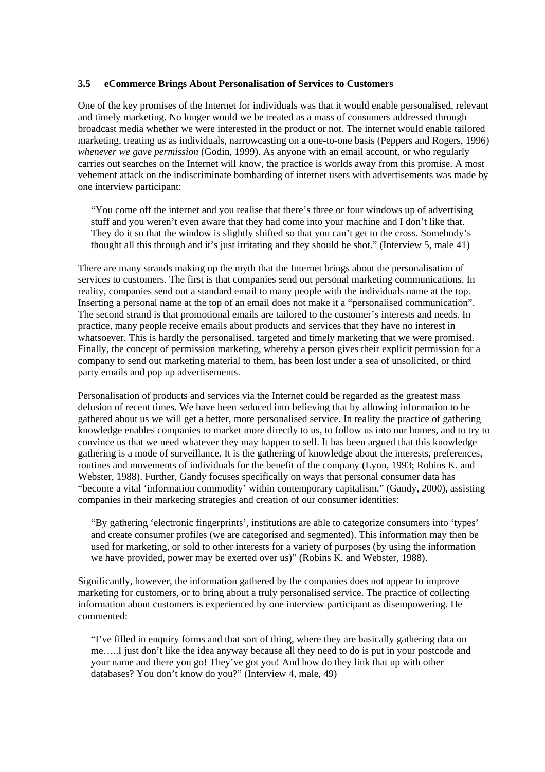### 3.5 eCommerce Brings About Personalisation of Services to Customers

One of the key promises of the Internet for individuals was that it would enable personalised, relevant and timely marketing. No longer would we be treated as a mass of consumers addressed through broadcast media whether we were interested in the product or not. The internet would enable tailored marketing, treating us as individuals, narrowcasting on a one-to-one basis (Peppers and Rogers, 1996) *whenever we gave permission* (Godin, 1999). As anyone with an email account, or who regularly carries out searches on the Internet will know, the practice is worlds away from this promise. A most vehement attack on the indiscriminate bombarding of internet users with advertisements was made by one interview participant:

> "You come off the internet and you realise that there's three or four windows up of advertising stuff and you weren't even aware that they had come into your machine and I don't like that. They do it so that the window is slightly shifted so that you can't get to the cross. Somebody's thought all this through and it's just irritating and they should be shot." (Interview 5, male 41)

There are many strands making up the myth that the Internet brings about the personalisation of services to customers. The first is that companies send out personal marketing communications. In reality, companies send out a standard email to many people with the individuals name at the top. Inserting a personal name at the top of an email does not make it a "personalised communication". The second strand is that promotional emails are tailored to the customer's interests and needs. In practice, many people receive emails about products and services that they have no interest in whatsoever. This is hardly the personalised, targeted and timely marketing that we were promised. Finally, the concept of permission marketing, whereby a person gives their explicit permission for a company to send out marketing material to them, has been lost under a sea of unsolicited, or third party emails and pop up advertisements.

Personalisation of products and services via the Internet could be regarded as the greatest mass delusion of recent times. We have been seduced into believing that by allowing information to be gathered about us we will get a better, more personalised service. In reality the practice of gathering knowledge enables companies to market more directly to us, to follow us into our homes, and to try to convince us that we need whatever they may happen to sell. It has been argued that this knowledge gathering is a mode of surveillance. It is the gathering of knowledge about the interests, preferences, routines and movements of individuals for the benefit of the company (Lyon, 1993; Robins K. and Webster, 1988). Further, Gandy focuses specifically on ways that personal consumer data has "become a vital 'information commodity' within contemporary capitalism." (Gandy, 2000), assisting companies in their marketing strategies and creation of our consumer identities:

> "By gathering 'electronic fingerprints', institutions are able to categorize consumers into 'types' and create consumer profiles (we are categorised and segmented). This information may then be used for marketing, or sold to other interests for a variety of purposes (by using the information we have provided, power may be exerted over us)" (Robins K. and Webster, 1988).

Significantly, however, the information gathered by the companies does not appear to improve marketing for customers, or to bring about a truly personalised service. The practice of collecting information about customers is experienced by one interview participant as disempowering. He commented:

> "I've filled in enquiry forms and that sort of thing, where they are basically gathering data on me…..I just don't like the idea anyway because all they need to do is put in your postcode and your name and there you go! They've got you! And how do they link that up with other databases? You don't know do you?" (Interview 4, male, 49)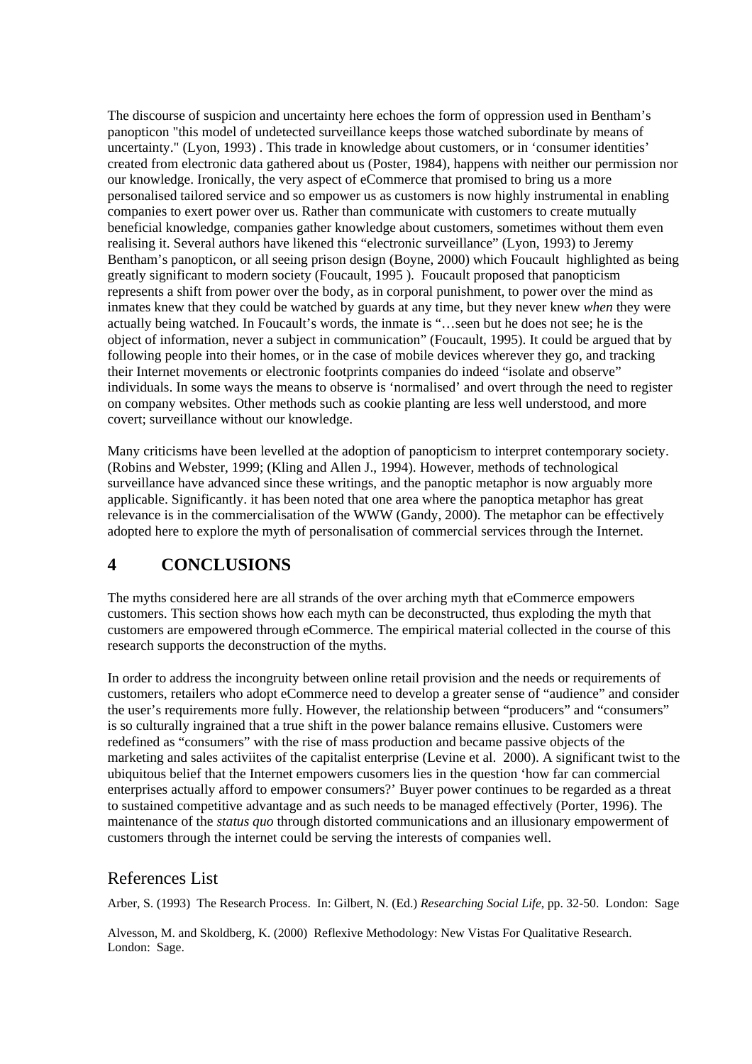The discourse of suspicion and uncertainty here echoes the form of oppression used in Bentham's panopticon "this model of undetected surveillance keeps those watched subordinate by means of uncertainty." (Lyon, 1993) . This trade in knowledge about customers, or in 'consumer identities' created from electronic data gathered about us (Poster, 1984), happens with neither our permission nor our knowledge. Ironically, the very aspect of eCommerce that promised to bring us a more personalised tailored service and so empower us as customers is now highly instrumental in enabling companies to exert power over us. Rather than communicate with customers to create mutually beneficial knowledge, companies gather knowledge about customers, sometimes without them even realising it. Several authors have likened this "electronic surveillance" (Lyon, 1993) to Jeremy Bentham's panopticon, or all seeing prison design (Boyne, 2000) which Foucault highlighted as being greatly significant to modern society (Foucault, 1995 ). Foucault proposed that panopticism represents a shift from power over the body, as in corporal punishment, to power over the mind as inmates knew that they could be watched by guards at any time, but they never knew *when* they were actually being watched. In Foucault's words, the inmate is "…seen but he does not see; he is the object of information, never a subject in communication" (Foucault, 1995). It could be argued that by following people into their homes, or in the case of mobile devices wherever they go, and tracking their Internet movements or electronic footprints companies do indeed "isolate and observe" individuals. In some ways the means to observe is 'normalised' and overt through the need to register on company websites. Other methods such as cookie planting are less well understood, and more covert; surveillance without our knowledge.

Many criticisms have been levelled at the adoption of panopticism to interpret contemporary society. (Robins and Webster, 1999; (Kling and Allen J., 1994). However, methods of technological surveillance have advanced since these writings, and the panoptic metaphor is now arguably more applicable. Significantly. it has been noted that one area where the panoptica metaphor has great relevance is in the commercialisation of the WWW (Gandy, 2000). The metaphor can be effectively adopted here to explore the myth of personalisation of commercial services through the Internet.

# 4 CONCLUSIONS

The myths considered here are all strands of the over arching myth that eCommerce empowers customers. This section shows how each myth can be deconstructed, thus exploding the myth that customers are empowered through eCommerce. The empirical material collected in the course of this research supports the deconstruction of the myths.

In order to address the incongruity between online retail provision and the needs or requirements of customers, retailers who adopt eCommerce need to develop a greater sense of "audience" and consider the user's requirements more fully. However, the relationship between "producers" and "consumers" is so culturally ingrained that a true shift in the power balance remains ellusive. Customers were redefined as "consumers" with the rise of mass production and became passive objects of the marketing and sales activiites of the capitalist enterprise (Levine et al. 2000). A significant twist to the ubiquitous belief that the Internet empowers cusomers lies in the question 'how far can commercial enterprises actually afford to empower consumers?' Buyer power continues to be regarded as a threat to sustained competitive advantage and as such needs to be managed effectively (Porter, 1996). The maintenance of the *status quo* through distorted communications and an illusionary empowerment of customers through the internet could be serving the interests of companies well.

## References List

Arber, S. (1993) The Research Process. In: Gilbert, N. (Ed.) *Researching Social Life*, pp. 32-50. London: Sage

Alvesson, M. and Skoldberg, K. (2000) Reflexive Methodology: New Vistas For Qualitative Research. London: Sage.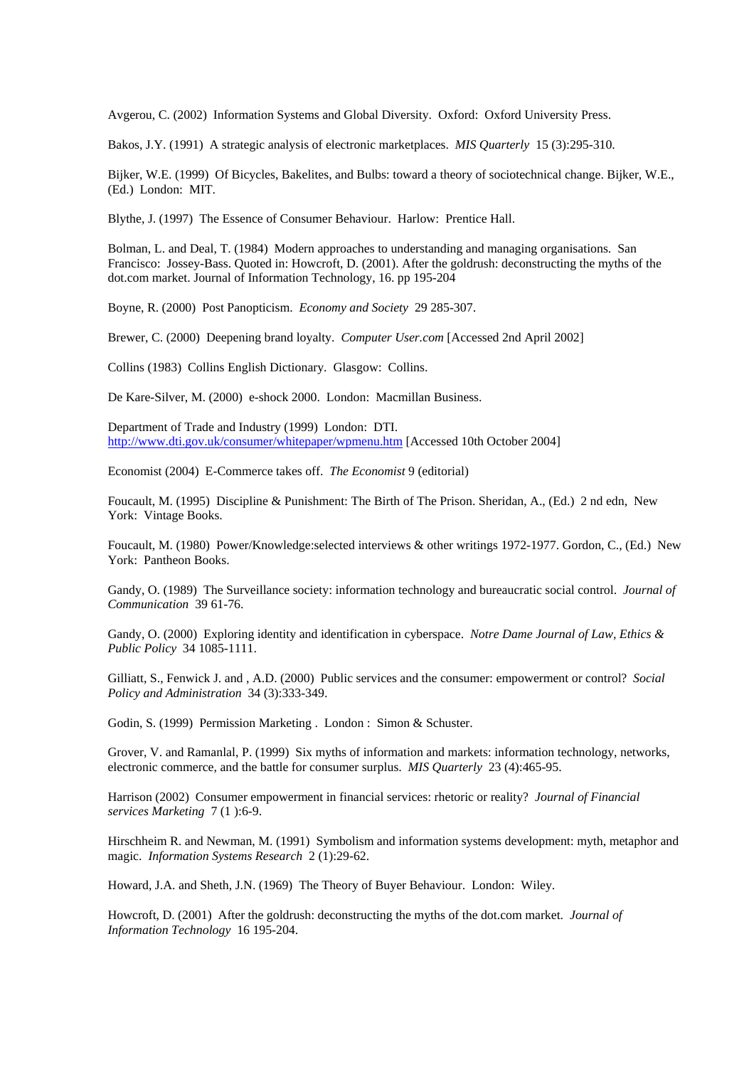Avgerou, C. (2002) Information Systems and Global Diversity. Oxford: Oxford University Press.

Bakos, J.Y. (1991) A strategic analysis of electronic marketplaces. *MIS Quarterly* 15 (3):295-310.

Bijker, W.E. (1999) Of Bicycles, Bakelites, and Bulbs: toward a theory of sociotechnical change. Bijker, W.E., (Ed.) London: MIT.

Blythe, J. (1997) The Essence of Consumer Behaviour. Harlow: Prentice Hall.

Bolman, L. and Deal, T. (1984) Modern approaches to understanding and managing organisations. San Francisco: Jossey-Bass. Quoted in: Howcroft, D. (2001). After the goldrush: deconstructing the myths of the dot.com market. Journal of Information Technology, 16. pp 195-204

Boyne, R. (2000) Post Panopticism. *Economy and Society* 29 285-307.

Brewer, C. (2000) Deepening brand loyalty. *Computer User.com* [Accessed 2nd April 2002]

Collins (1983) Collins English Dictionary. Glasgow: Collins.

De Kare-Silver, M. (2000) e-shock 2000. London: Macmillan Business.

Department of Trade and Industry (1999) London: DTI. http://www.dti.gov.uk/consumer/whitepaper/wpmenu.htm [Accessed 10th October 2004]

Economist (2004) E-Commerce takes off. *The Economist* 9 (editorial)

Foucault, M. (1995) Discipline & Punishment: The Birth of The Prison. Sheridan, A., (Ed.) 2 nd edn, New York: Vintage Books.

Foucault, M. (1980) Power/Knowledge:selected interviews & other writings 1972-1977. Gordon, C., (Ed.) New York: Pantheon Books.

Gandy, O. (1989) The Surveillance society: information technology and bureaucratic social control. *Journal of Communication* 39 61-76.

Gandy, O. (2000) Exploring identity and identification in cyberspace. *Notre Dame Journal of Law, Ethics & Public Policy* 34 1085-1111.

Gilliatt, S., Fenwick J. and , A.D. (2000) Public services and the consumer: empowerment or control? *Social Policy and Administration* 34 (3):333-349.

Godin, S. (1999) Permission Marketing . London : Simon & Schuster.

Grover, V. and Ramanlal, P. (1999) Six myths of information and markets: information technology, networks, electronic commerce, and the battle for consumer surplus. *MIS Quarterly* 23 (4):465-95.

Harrison (2002) Consumer empowerment in financial services: rhetoric or reality? *Journal of Financial services Marketing* 7 (1 ):6-9.

Hirschheim R. and Newman, M. (1991) Symbolism and information systems development: myth, metaphor and magic. *Information Systems Research* 2 (1):29-62.

Howard, J.A. and Sheth, J.N. (1969) The Theory of Buyer Behaviour. London: Wiley.

Howcroft, D. (2001) After the goldrush: deconstructing the myths of the dot.com market. *Journal of Information Technology* 16 195-204.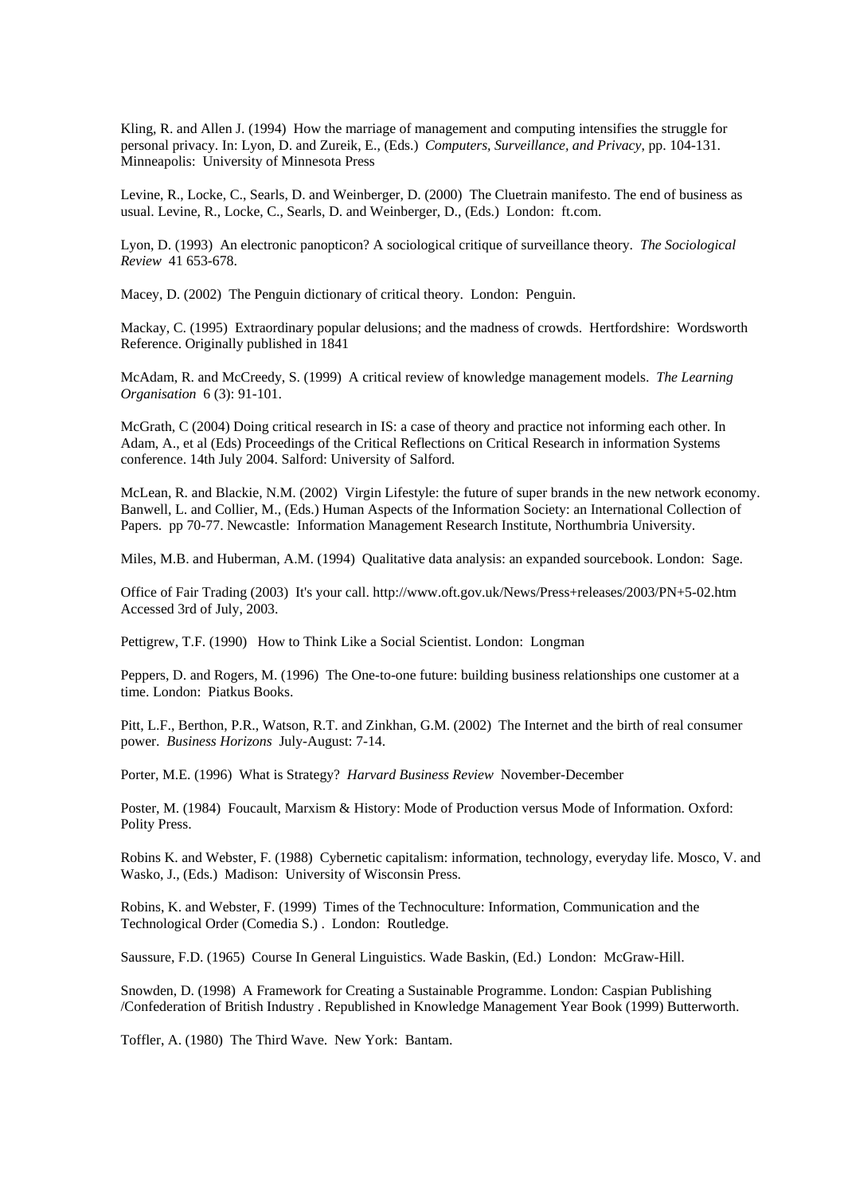Kling, R. and Allen J. (1994) How the marriage of management and computing intensifies the struggle for personal privacy. In: Lyon, D. and Zureik, E., (Eds.) *Computers, Surveillance, and Privacy*, pp. 104-131. Minneapolis: University of Minnesota Press

Levine, R., Locke, C., Searls, D. and Weinberger, D. (2000) The Cluetrain manifesto. The end of business as usual. Levine, R., Locke, C., Searls, D. and Weinberger, D., (Eds.) London: ft.com.

Lyon, D. (1993) An electronic panopticon? A sociological critique of surveillance theory. *The Sociological Review* 41 653-678.

Macey, D. (2002) The Penguin dictionary of critical theory. London: Penguin.

Mackay, C. (1995) Extraordinary popular delusions; and the madness of crowds. Hertfordshire: Wordsworth Reference. Originally published in 1841

McAdam, R. and McCreedy, S. (1999) A critical review of knowledge management models. *The Learning Organisation* 6 (3): 91-101.

McGrath, C (2004) Doing critical research in IS: a case of theory and practice not informing each other. In Adam, A., et al (Eds) Proceedings of the Critical Reflections on Critical Research in information Systems conference. 14th July 2004. Salford: University of Salford.

McLean, R. and Blackie, N.M. (2002) Virgin Lifestyle: the future of super brands in the new network economy. Banwell, L. and Collier, M., (Eds.) Human Aspects of the Information Society: an International Collection of Papers. pp 70-77. Newcastle: Information Management Research Institute, Northumbria University.

Miles, M.B. and Huberman, A.M. (1994) Qualitative data analysis: an expanded sourcebook. London: Sage.

Office of Fair Trading (2003) It's your call. http://www.oft.gov.uk/News/Press+releases/2003/PN+5-02.htm Accessed 3rd of July, 2003.

Pettigrew, T.F. (1990) How to Think Like a Social Scientist. London: Longman

Peppers, D. and Rogers, M. (1996) The One-to-one future: building business relationships one customer at a time. London: Piatkus Books.

Pitt, L.F., Berthon, P.R., Watson, R.T. and Zinkhan, G.M. (2002) The Internet and the birth of real consumer power. *Business Horizons* July-August: 7-14.

Porter, M.E. (1996) What is Strategy? *Harvard Business Review* November-December

Poster, M. (1984) Foucault, Marxism & History: Mode of Production versus Mode of Information. Oxford: Polity Press.

Robins K. and Webster, F. (1988) Cybernetic capitalism: information, technology, everyday life. Mosco, V. and Wasko, J., (Eds.) Madison: University of Wisconsin Press.

Robins, K. and Webster, F. (1999) Times of the Technoculture: Information, Communication and the Technological Order (Comedia S.) . London: Routledge.

Saussure, F.D. (1965) Course In General Linguistics. Wade Baskin, (Ed.) London: McGraw-Hill.

Snowden, D. (1998) A Framework for Creating a Sustainable Programme. London: Caspian Publishing /Confederation of British Industry . Republished in Knowledge Management Year Book (1999) Butterworth.

Toffler, A. (1980) The Third Wave. New York: Bantam.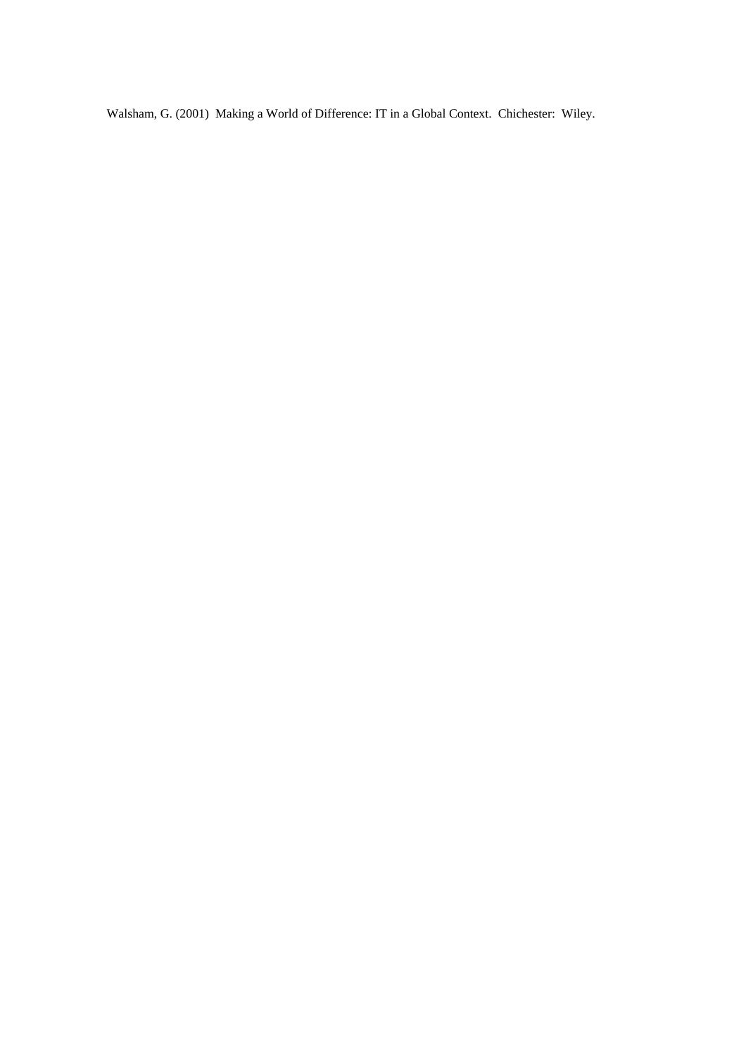Walsham, G. (2001) Making a World of Difference: IT in a Global Context. Chichester: Wiley.